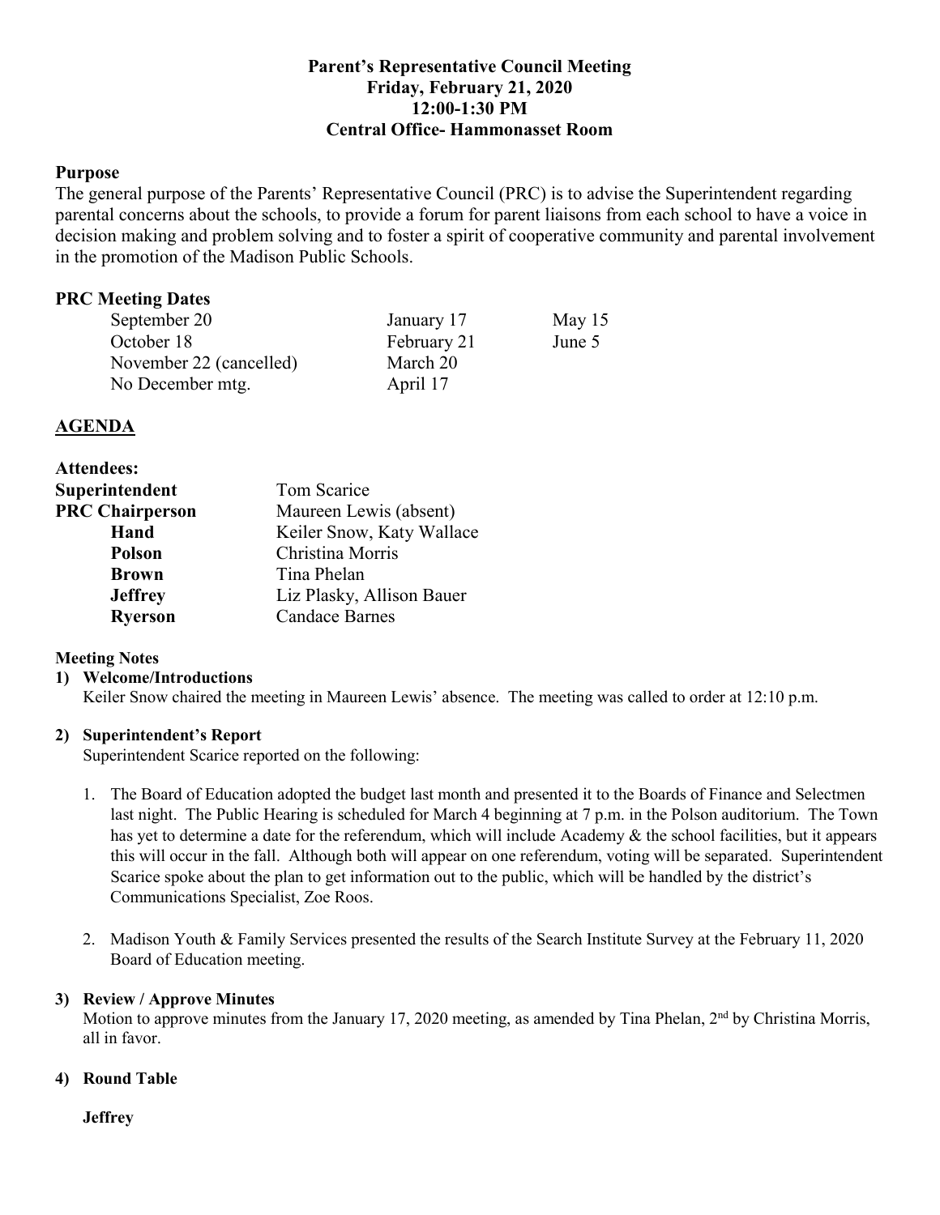# Parent's Representative Council Meeting
## Friday, February 21, 2020
## 12:00-1:30 PM
## Central Office- Hammonasset Room

**Purpose**

The general purpose of the Parents' Representative Council (PRC) is to advise the Superintendent regarding parental concerns about the schools, to provide a forum for parent liaisons from each school to have a voice in decision making and problem solving and to foster a spirit of cooperative community and parental involvement in the promotion of the Madison Public Schools.

**PRC Meeting Dates**

| | | |
|---|---|---|
| September 20 | January 17 | May 15 |
| October 18 | February 21 | June 5 |
| November 22 (cancelled) | March 20 | |
| No December mtg. | April 17 | |

**AGENDA**

**Attendees:**

| | |
|---|---|
| **Superintendent** | Tom Scarice |
| **PRC Chairperson** | Maureen Lewis (absent) |
| **Hand** | Keiler Snow, Katy Wallace |
| **Polson** | Christina Morris |
| **Brown** | Tina Phelan |
| **Jeffrey** | Liz Plasky, Allison Bauer |
| **Ryerson** | Candace Barnes |

**Meeting Notes**

1) **Welcome/Introductions**

   Keiler Snow chaired the meeting in Maureen Lewis' absence. The meeting was called to order at 12:10 p.m.

2) **Superintendent's Report**

   Superintendent Scarice reported on the following:

   1. The Board of Education adopted the budget last month and presented it to the Boards of Finance and Selectmen last night. The Public Hearing is scheduled for March 4 beginning at 7 p.m. in the Polson auditorium. The Town has yet to determine a date for the referendum, which will include Academy & the school facilities, but it appears this will occur in the fall. Although both will appear on one referendum, voting will be separated. Superintendent Scarice spoke about the plan to get information out to the public, which will be handled by the district's Communications Specialist, Zoe Roos.

   2. Madison Youth & Family Services presented the results of the Search Institute Survey at the February 11, 2020 Board of Education meeting.

3) **Review / Approve Minutes**

   Motion to approve minutes from the January 17, 2020 meeting, as amended by Tina Phelan, 2nd by Christina Morris, all in favor.

4) **Round Table**

   **Jeffrey**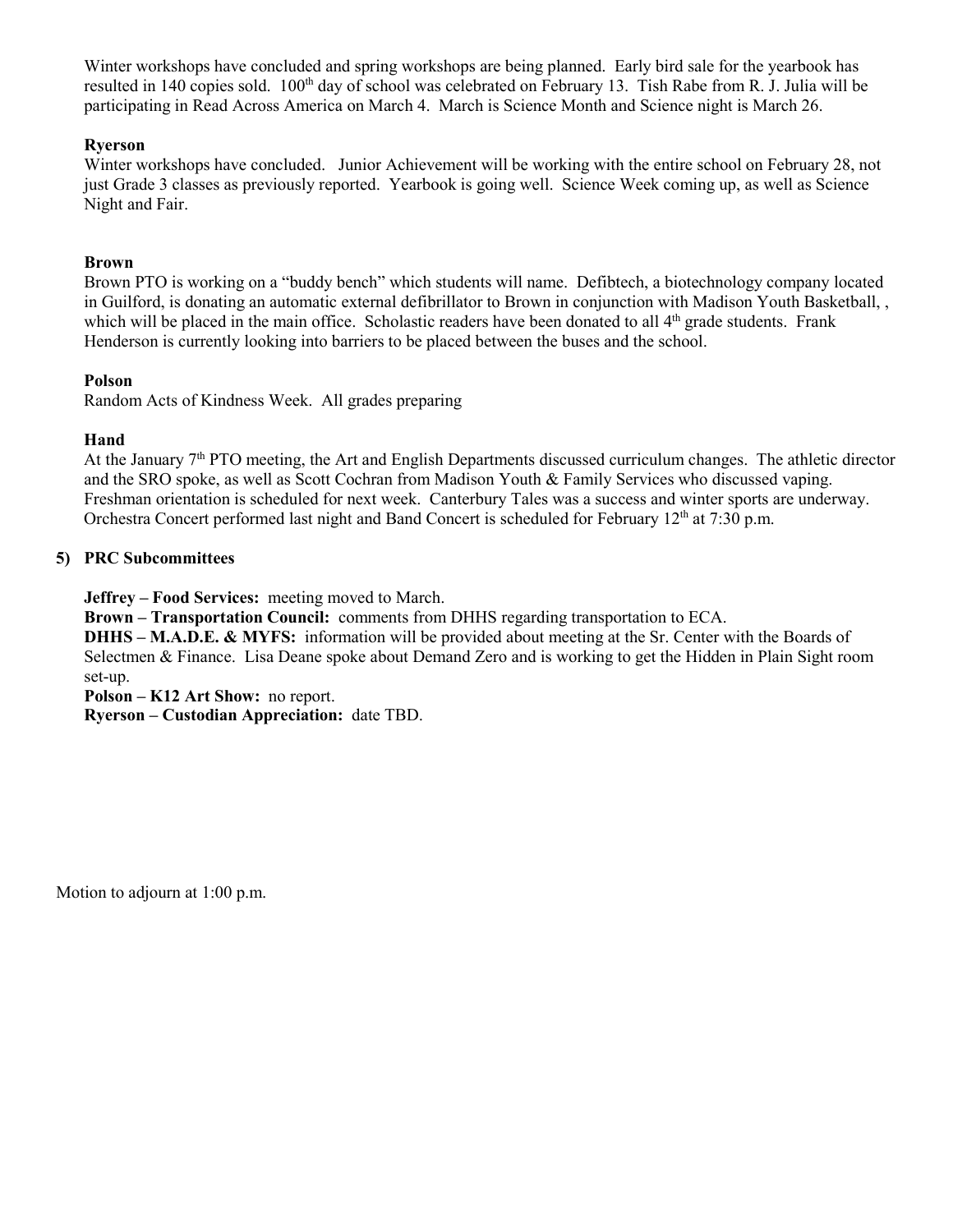Winter workshops have concluded and spring workshops are being planned. Early bird sale for the yearbook has resulted in 140 copies sold. 100th day of school was celebrated on February 13. Tish Rabe from R. J. Julia will be participating in Read Across America on March 4. March is Science Month and Science night is March 26.

**Ryerson**

Winter workshops have concluded. Junior Achievement will be working with the entire school on February 28, not just Grade 3 classes as previously reported. Yearbook is going well. Science Week coming up, as well as Science Night and Fair.

**Brown**

Brown PTO is working on a "buddy bench" which students will name. Defibtech, a biotechnology company located in Guilford, is donating an automatic external defibrillator to Brown in conjunction with Madison Youth Basketball, , which will be placed in the main office. Scholastic readers have been donated to all 4th grade students. Frank Henderson is currently looking into barriers to be placed between the buses and the school.

**Polson**

Random Acts of Kindness Week. All grades preparing

**Hand**

At the January 7th PTO meeting, the Art and English Departments discussed curriculum changes. The athletic director and the SRO spoke, as well as Scott Cochran from Madison Youth & Family Services who discussed vaping. Freshman orientation is scheduled for next week. Canterbury Tales was a success and winter sports are underway. Orchestra Concert performed last night and Band Concert is scheduled for February 12th at 7:30 p.m.

5) **PRC Subcommittees**

**Jeffrey – Food Services:** meeting moved to March.
**Brown – Transportation Council:** comments from DHHS regarding transportation to ECA.
**DHHS – M.A.D.E. & MYFS:** information will be provided about meeting at the Sr. Center with the Boards of Selectmen & Finance. Lisa Deane spoke about Demand Zero and is working to get the Hidden in Plain Sight room set-up.
**Polson – K12 Art Show:** no report.
**Ryerson – Custodian Appreciation:** date TBD.

Motion to adjourn at 1:00 p.m.